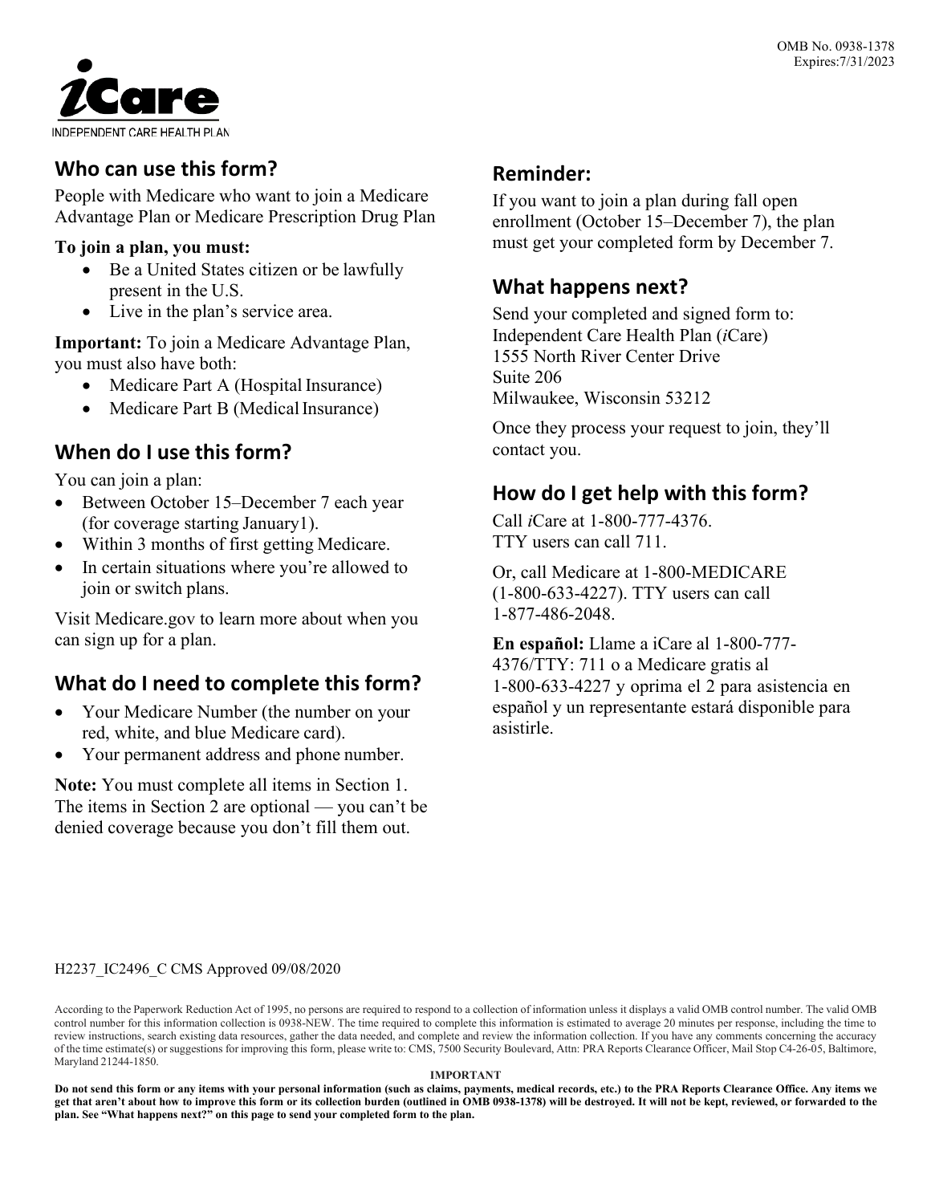OMB No. 0938-1378
Expires:7/31/2023

*i*Care
INDEPENDENT CARE HEALTH PLAN

## Who can use this form?

People with Medicare who want to join a Medicare Advantage Plan or Medicare Prescription Drug Plan

**To join a plan, you must:**

- Be a United States citizen or be lawfully present in the U.S.
- Live in the plan's service area.

**Important:** To join a Medicare Advantage Plan, you must also have both:

- Medicare Part A (Hospital Insurance)
- Medicare Part B (Medical Insurance)

## When do I use this form?

You can join a plan:

- Between October 15–December 7 each year (for coverage starting January1).
- Within 3 months of first getting Medicare.
- In certain situations where you're allowed to join or switch plans.

Visit Medicare.gov to learn more about when you can sign up for a plan.

## What do I need to complete this form?

- Your Medicare Number (the number on your red, white, and blue Medicare card).
- Your permanent address and phone number.

**Note:** You must complete all items in Section 1. The items in Section 2 are optional — you can't be denied coverage because you don't fill them out.

## Reminder:

If you want to join a plan during fall open enrollment (October 15–December 7), the plan must get your completed form by December 7.

## What happens next?

Send your completed and signed form to:
Independent Care Health Plan (*i*Care)
1555 North River Center Drive
Suite 206
Milwaukee, Wisconsin 53212

Once they process your request to join, they'll contact you.

## How do I get help with this form?

Call *i*Care at 1-800-777-4376.
TTY users can call 711.

Or, call Medicare at 1-800-MEDICARE (1-800-633-4227). TTY users can call 1-877-486-2048.

**En español:** Llame a iCare al 1-800-777-4376/TTY: 711 o a Medicare gratis al 1-800-633-4227 y oprima el 2 para asistencia en español y un representante estará disponible para asistirle.

H2237_IC2496_C CMS Approved 09/08/2020

According to the Paperwork Reduction Act of 1995, no persons are required to respond to a collection of information unless it displays a valid OMB control number. The valid OMB control number for this information collection is 0938-NEW. The time required to complete this information is estimated to average 20 minutes per response, including the time to review instructions, search existing data resources, gather the data needed, and complete and review the information collection. If you have any comments concerning the accuracy of the time estimate(s) or suggestions for improving this form, please write to: CMS, 7500 Security Boulevard, Attn: PRA Reports Clearance Officer, Mail Stop C4-26-05, Baltimore, Maryland 21244-1850.

**IMPORTANT**

**Do not send this form or any items with your personal information (such as claims, payments, medical records, etc.) to the PRA Reports Clearance Office. Any items we get that aren't about how to improve this form or its collection burden (outlined in OMB 0938-1378) will be destroyed. It will not be kept, reviewed, or forwarded to the plan. See "What happens next?" on this page to send your completed form to the plan.**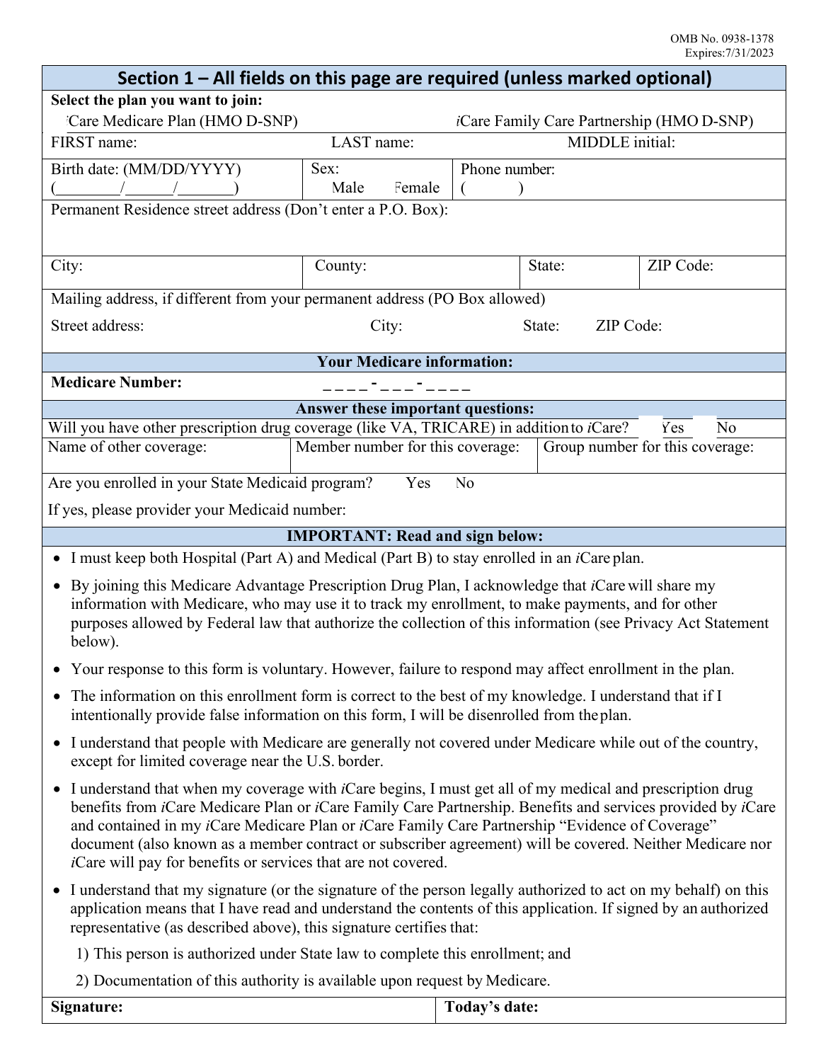OMB No. 0938-1378
Expires:7/31/2023

## Section 1 – All fields on this page are required (unless marked optional)

**Select the plan you want to join:**

- *i*Care Medicare Plan (HMO D-SNP)
- *i*Care Family Care Partnership (HMO D-SNP)

| FIRST name: | LAST name: | MIDDLE initial: |
|---|---|---|

| Birth date: (MM/DD/YYYY) (________/______/_______) | Sex: Male Female | Phone number: (          ) |
|---|---|---|

Permanent Residence street address (Don't enter a P.O. Box):

| City: | County: | State: | ZIP Code: |
|---|---|---|---|

Mailing address, if different from your permanent address (PO Box allowed)

Street address: City: State: ZIP Code:

### Your Medicare information:

**Medicare Number:** _ _ _ _ - _ _ _ - _ _ _ _

### Answer these important questions:

Will you have other prescription drug coverage (like VA, TRICARE) in addition to *i*Care? Yes No

| Name of other coverage: | Member number for this coverage: | Group number for this coverage: |
|---|---|---|

Are you enrolled in your State Medicaid program? Yes No

If yes, please provider your Medicaid number:

### IMPORTANT: Read and sign below:

- I must keep both Hospital (Part A) and Medical (Part B) to stay enrolled in an *i*Care plan.
- By joining this Medicare Advantage Prescription Drug Plan, I acknowledge that *i*Care will share my information with Medicare, who may use it to track my enrollment, to make payments, and for other purposes allowed by Federal law that authorize the collection of this information (see Privacy Act Statement below).
- Your response to this form is voluntary. However, failure to respond may affect enrollment in the plan.
- The information on this enrollment form is correct to the best of my knowledge. I understand that if I intentionally provide false information on this form, I will be disenrolled from the plan.
- I understand that people with Medicare are generally not covered under Medicare while out of the country, except for limited coverage near the U.S. border.
- I understand that when my coverage with *i*Care begins, I must get all of my medical and prescription drug benefits from *i*Care Medicare Plan or *i*Care Family Care Partnership. Benefits and services provided by *i*Care and contained in my *i*Care Medicare Plan or *i*Care Family Care Partnership "Evidence of Coverage" document (also known as a member contract or subscriber agreement) will be covered. Neither Medicare nor *i*Care will pay for benefits or services that are not covered.
- I understand that my signature (or the signature of the person legally authorized to act on my behalf) on this application means that I have read and understand the contents of this application. If signed by an authorized representative (as described above), this signature certifies that:

  1) This person is authorized under State law to complete this enrollment; and
  2) Documentation of this authority is available upon request by Medicare.

| **Signature:** | **Today's date:** |
|---|---|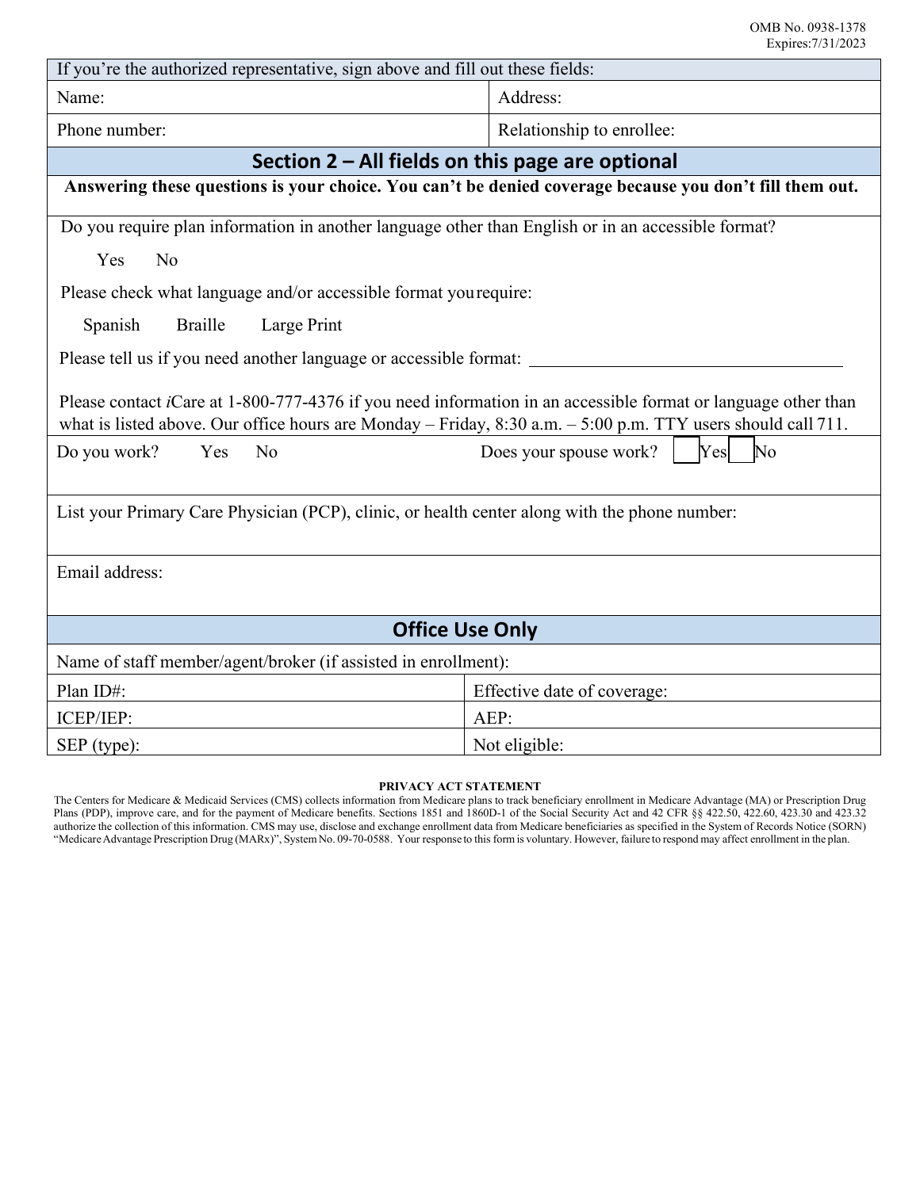OMB No. 0938-1378
Expires:7/31/2023

| If you're the authorized representative, sign above and fill out these fields: | |
|---|---|
| Name: | Address: |
| Phone number: | Relationship to enrollee: |

## Section 2 – All fields on this page are optional

**Answering these questions is your choice. You can't be denied coverage because you don't fill them out.**

Do you require plan information in another language other than English or in an accessible format?

Yes No

Please check what language and/or accessible format you require:

Spanish Braille Large Print

Please tell us if you need another language or accessible format: ____________________

Please contact *i*Care at 1-800-777-4376 if you need information in an accessible format or language other than what is listed above. Our office hours are Monday – Friday, 8:30 a.m. – 5:00 p.m. TTY users should call 711.

Do you work? Yes No

Does your spouse work? Yes No

List your Primary Care Physician (PCP), clinic, or health center along with the phone number:

Email address:

## Office Use Only

| Name of staff member/agent/broker (if assisted in enrollment): | |
|---|---|
| Plan ID#: | Effective date of coverage: |
| ICEP/IEP: | AEP: |
| SEP (type): | Not eligible: |

**PRIVACY ACT STATEMENT**

The Centers for Medicare & Medicaid Services (CMS) collects information from Medicare plans to track beneficiary enrollment in Medicare Advantage (MA) or Prescription Drug Plans (PDP), improve care, and for the payment of Medicare benefits. Sections 1851 and 1860D-1 of the Social Security Act and 42 CFR §§ 422.50, 422.60, 423.30 and 423.32 authorize the collection of this information. CMS may use, disclose and exchange enrollment data from Medicare beneficiaries as specified in the System of Records Notice (SORN) "Medicare Advantage Prescription Drug (MARx)", System No. 09-70-0588. Your response to this form is voluntary. However, failure to respond may affect enrollment in the plan.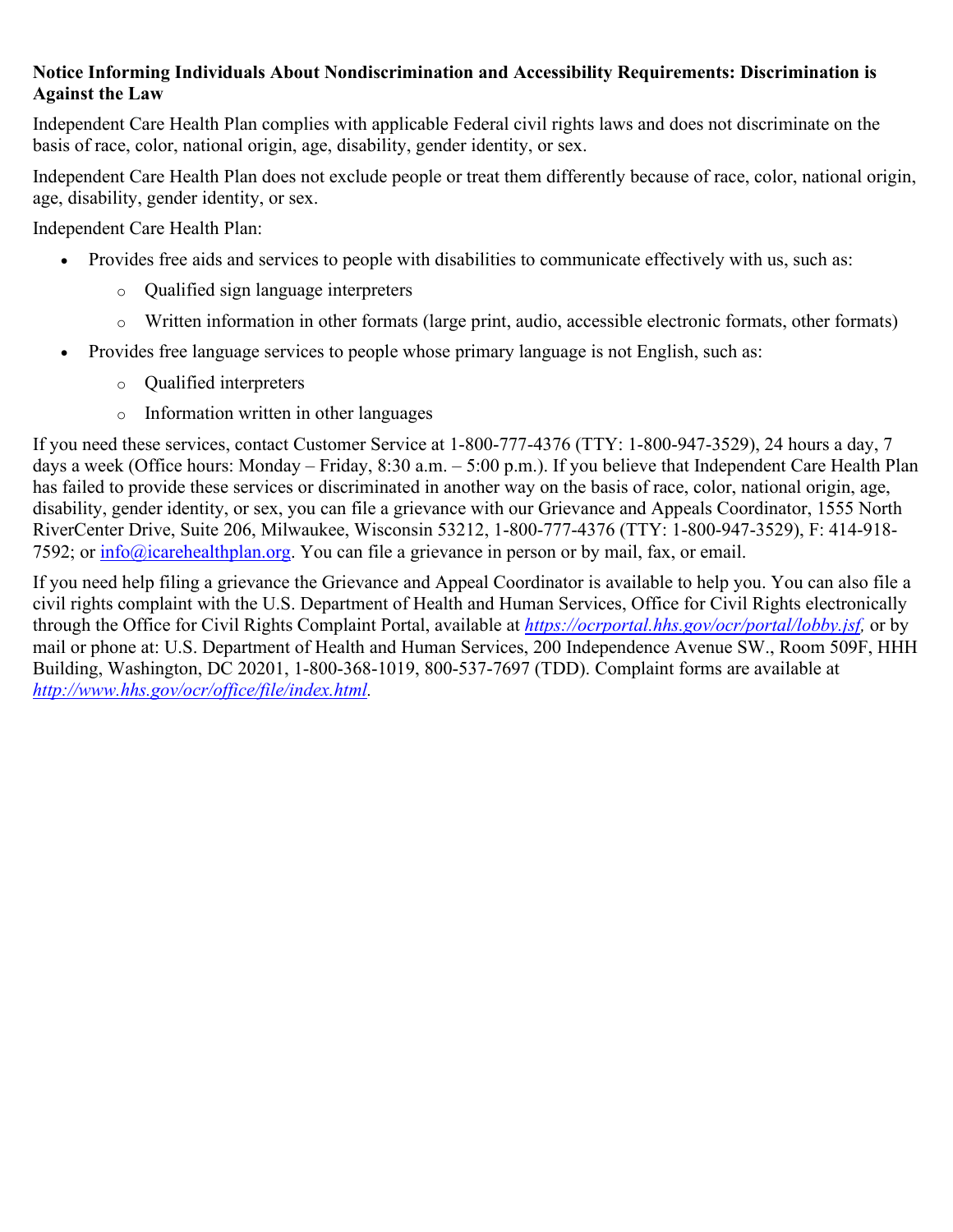**Notice Informing Individuals About Nondiscrimination and Accessibility Requirements: Discrimination is Against the Law**

Independent Care Health Plan complies with applicable Federal civil rights laws and does not discriminate on the basis of race, color, national origin, age, disability, gender identity, or sex.

Independent Care Health Plan does not exclude people or treat them differently because of race, color, national origin, age, disability, gender identity, or sex.

Independent Care Health Plan:

- Provides free aids and services to people with disabilities to communicate effectively with us, such as:
  - Qualified sign language interpreters
  - Written information in other formats (large print, audio, accessible electronic formats, other formats)
- Provides free language services to people whose primary language is not English, such as:
  - Qualified interpreters
  - Information written in other languages

If you need these services, contact Customer Service at 1-800-777-4376 (TTY: 1-800-947-3529), 24 hours a day, 7 days a week (Office hours: Monday – Friday, 8:30 a.m. – 5:00 p.m.). If you believe that Independent Care Health Plan has failed to provide these services or discriminated in another way on the basis of race, color, national origin, age, disability, gender identity, or sex, you can file a grievance with our Grievance and Appeals Coordinator, 1555 North RiverCenter Drive, Suite 206, Milwaukee, Wisconsin 53212, 1-800-777-4376 (TTY: 1-800-947-3529), F: 414-918-7592; or info@icarehealthplan.org. You can file a grievance in person or by mail, fax, or email.

If you need help filing a grievance the Grievance and Appeal Coordinator is available to help you. You can also file a civil rights complaint with the U.S. Department of Health and Human Services, Office for Civil Rights electronically through the Office for Civil Rights Complaint Portal, available at *https://ocrportal.hhs.gov/ocr/portal/lobby.jsf,* or by mail or phone at: U.S. Department of Health and Human Services, 200 Independence Avenue SW., Room 509F, HHH Building, Washington, DC 20201, 1-800-368-1019, 800-537-7697 (TDD). Complaint forms are available at *http://www.hhs.gov/ocr/office/file/index.html*.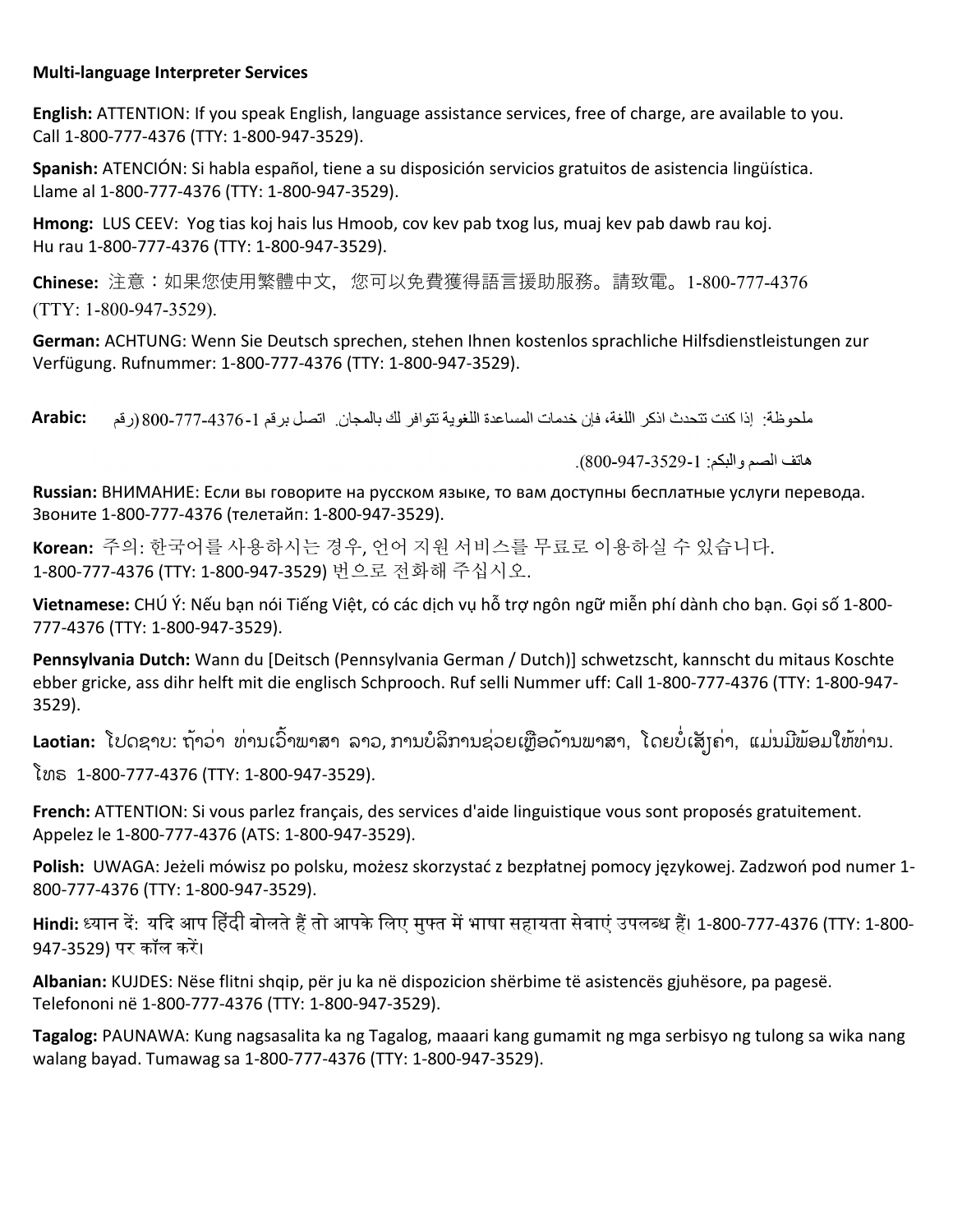**Multi-language Interpreter Services**

**English:** ATTENTION: If you speak English, language assistance services, free of charge, are available to you. Call 1-800-777-4376 (TTY: 1-800-947-3529).

**Spanish:** ATENCIÓN: Si habla español, tiene a su disposición servicios gratuitos de asistencia lingüística. Llame al 1-800-777-4376 (TTY: 1-800-947-3529).

**Hmong:** LUS CEEV: Yog tias koj hais lus Hmoob, cov kev pab txog lus, muaj kev pab dawb rau koj. Hu rau 1-800-777-4376 (TTY: 1-800-947-3529).

**Chinese:** 注意：如果您使用繁體中文，您可以免費獲得語言援助服務。請致電。1-800-777-4376 (TTY: 1-800-947-3529).

**German:** ACHTUNG: Wenn Sie Deutsch sprechen, stehen Ihnen kostenlos sprachliche Hilfsdienstleistungen zur Verfügung. Rufnummer: 1-800-777-4376 (TTY: 1-800-947-3529).

**Arabic:** ملحوظة: إذا كنت تتحدث اذكر اللغة، فإن خدمات المساعدة اللغوية تتوافر لك بالمجان. اتصل برقم 1-800-777-4376 (رقم هاتف الصم والبكم: 1-800-947-3529).

**Russian:** ВНИМАНИЕ: Если вы говорите на русском языке, то вам доступны бесплатные услуги перевода. Звоните 1-800-777-4376 (телетайп: 1-800-947-3529).

**Korean:** 주의: 한국어를 사용하시는 경우, 언어 지원 서비스를 무료로 이용하실 수 있습니다. 1-800-777-4376 (TTY: 1-800-947-3529) 번으로 전화해 주십시오.

**Vietnamese:** CHÚ Ý: Nếu bạn nói Tiếng Việt, có các dịch vụ hỗ trợ ngôn ngữ miễn phí dành cho bạn. Gọi số 1-800-777-4376 (TTY: 1-800-947-3529).

**Pennsylvania Dutch:** Wann du [Deitsch (Pennsylvania German / Dutch)] schwetzscht, kannscht du mitaus Koschte ebber gricke, ass dihr helft mit die englisch Schprooch. Ruf selli Nummer uff: Call 1-800-777-4376 (TTY: 1-800-947-3529).

**Laotian:** ໂປດຊາບ: ຖ້າວ່າ ທ່ານເວົ້າພາສາ ລາວ, ການບໍລິການຊ່ວຍເຫຼືອດ້ານພາສາ, ໂດຍບໍ່ເສັຽຄ່າ, ແມ່ນມີພ້ອມໃຫ້ທ່ານ. ໂທຣ 1-800-777-4376 (TTY: 1-800-947-3529).

**French:** ATTENTION: Si vous parlez français, des services d'aide linguistique vous sont proposés gratuitement. Appelez le 1-800-777-4376 (ATS: 1-800-947-3529).

**Polish:** UWAGA: Jeżeli mówisz po polsku, możesz skorzystać z bezpłatnej pomocy językowej. Zadzwoń pod numer 1-800-777-4376 (TTY: 1-800-947-3529).

**Hindi:** ध्यान दें: यदि आप हिंदी बोलते हैं तो आपके लिए मुफ्त में भाषा सहायता सेवाएं उपलब्ध हैं। 1-800-777-4376 (TTY: 1-800-947-3529) पर कॉल करें।

**Albanian:** KUJDES: Nëse flitni shqip, për ju ka në dispozicion shërbime të asistencës gjuhësore, pa pagesë. Telefononi në 1-800-777-4376 (TTY: 1-800-947-3529).

**Tagalog:** PAUNAWA: Kung nagsasalita ka ng Tagalog, maaari kang gumamit ng mga serbisyo ng tulong sa wika nang walang bayad. Tumawag sa 1-800-777-4376 (TTY: 1-800-947-3529).